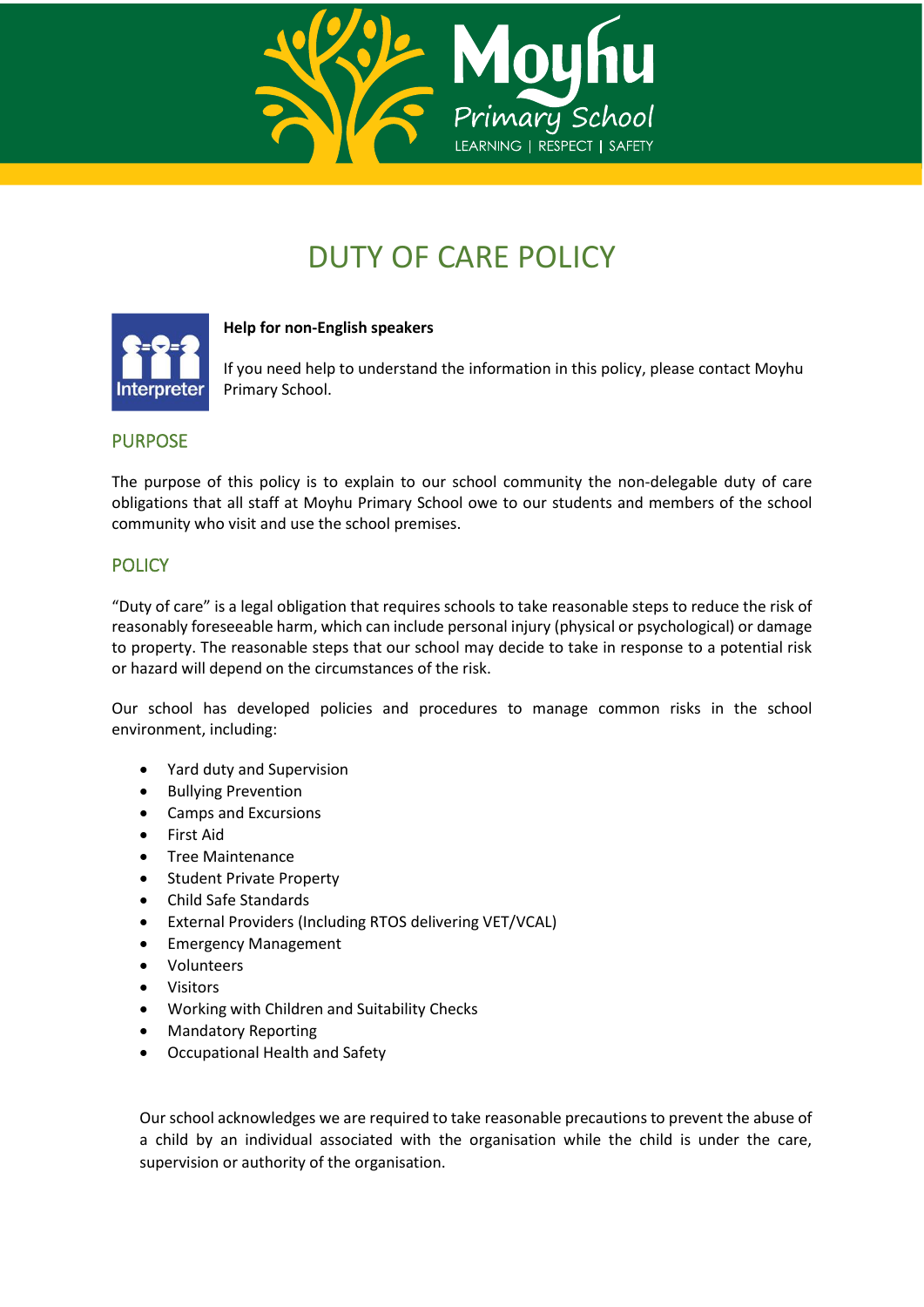# DUTY OF CARE POLICY

**Help for non-English speakers**

If you need help to understand the information in this policy, please contact Moyhu Primary School.

## PURPOSE

The purpose of this policy is to explain to our school community the non-delegable duty of care obligations that all staff at Moyhu Primary School owe to our students and members of the school community who visit and use the school premises.

## POLICY

"Duty of care" is a legal obligation that requires schools to take reasonable steps to reduce the risk of reasonably foreseeable harm, which can include personal injury (physical or psychological) or damage to property. The reasonable steps that our school may decide to take in response to a potential risk or hazard will depend on the circumstances of the risk.

Our school has developed policies and procedures to manage common risks in the school environment, including:

- Yard duty and Supervision
- Bullying Prevention
- Camps and Excursions
- First Aid
- Tree Maintenance
- Student Private Property
- Child Safe Standards
- External Providers (Including RTOS delivering VET/VCAL)
- Emergency Management
- Volunteers
- Visitors
- Working with Children and Suitability Checks
- Mandatory Reporting
- Occupational Health and Safety

Our school acknowledges we are required to take reasonable precautions to prevent the abuse of a child by an individual associated with the organisation while the child is under the care, supervision or authority of the organisation.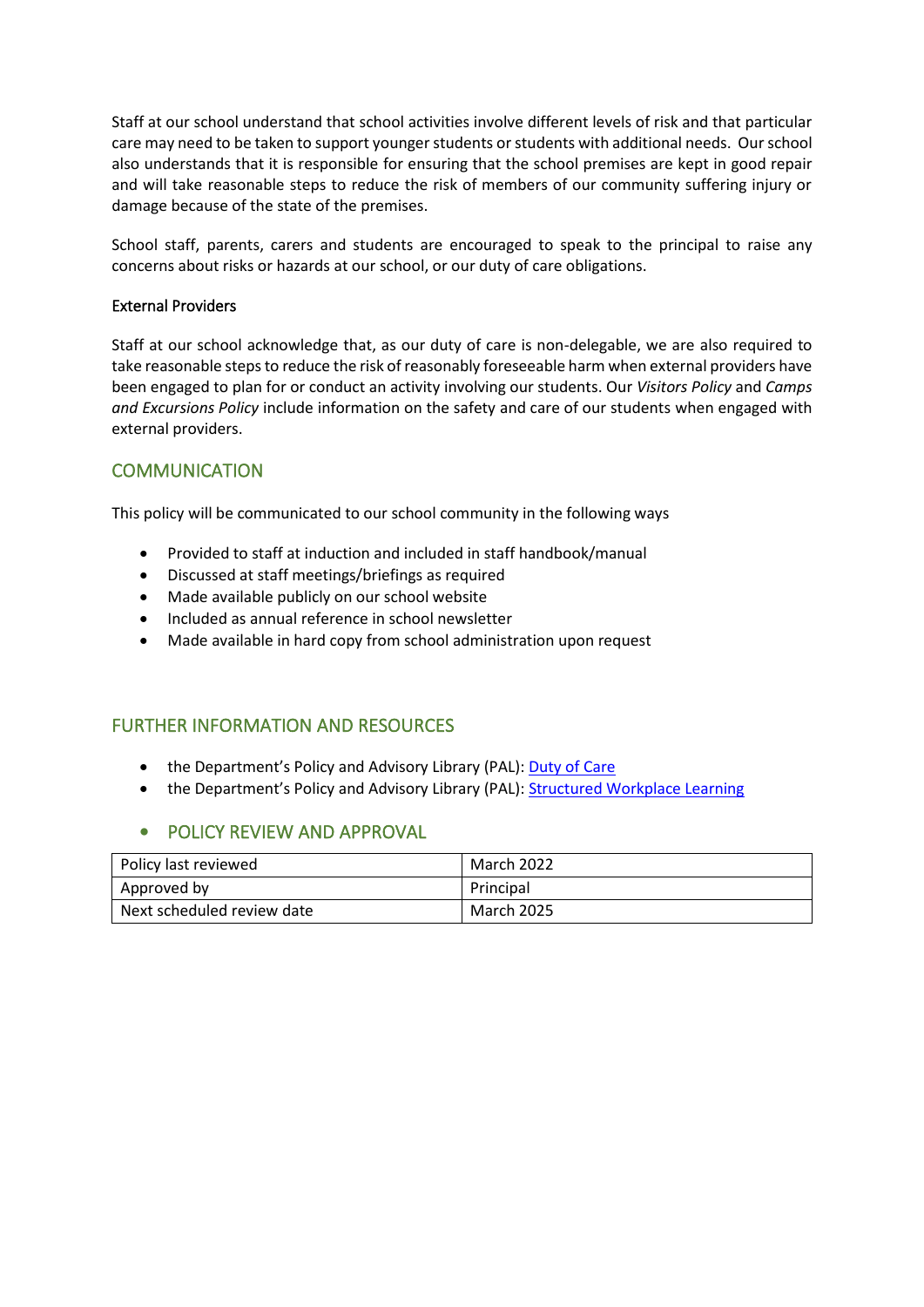Staff at our school understand that school activities involve different levels of risk and that particular care may need to be taken to support younger students or students with additional needs. Our school also understands that it is responsible for ensuring that the school premises are kept in good repair and will take reasonable steps to reduce the risk of members of our community suffering injury or damage because of the state of the premises.

School staff, parents, carers and students are encouraged to speak to the principal to raise any concerns about risks or hazards at our school, or our duty of care obligations.

### External Providers

Staff at our school acknowledge that, as our duty of care is non-delegable, we are also required to take reasonable steps to reduce the risk of reasonably foreseeable harm when external providers have been engaged to plan for or conduct an activity involving our students. Our *Visitors Policy* and *Camps and Excursions Policy* include information on the safety and care of our students when engaged with external providers.

## COMMUNICATION

This policy will be communicated to our school community in the following ways

- Provided to staff at induction and included in staff handbook/manual
- Discussed at staff meetings/briefings as required
- Made available publicly on our school website
- Included as annual reference in school newsletter
- Made available in hard copy from school administration upon request

## FURTHER INFORMATION AND RESOURCES

- the Department's Policy and Advisory Library (PAL): Duty of Care
- the Department's Policy and Advisory Library (PAL): Structured Workplace Learning

## POLICY REVIEW AND APPROVAL

| | |
|---|---|
| Policy last reviewed | March 2022 |
| Approved by | Principal |
| Next scheduled review date | March 2025 |